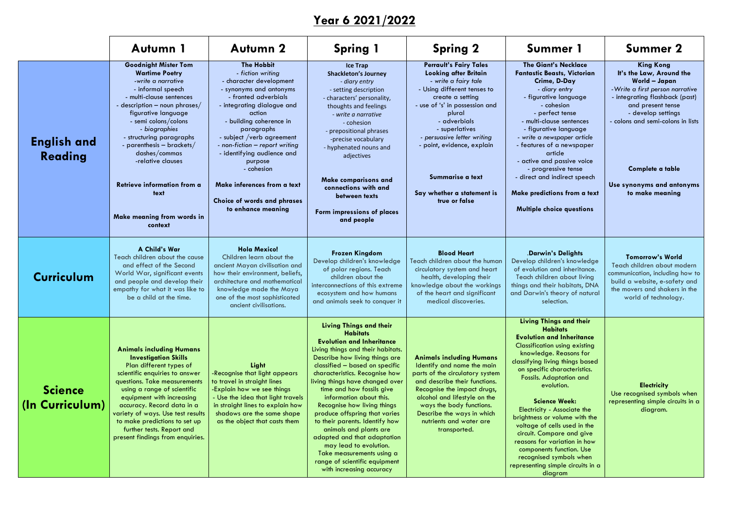# Year 6 2021/2022

| | Autumn 1 | Autumn 2 | Spring 1 | Spring 2 | Summer 1 | Summer 2 |
|---|---|---|---|---|---|---|
| **English and Reading** | **Goodnight Mister Tom**<br>**Wartime Poetry**<br>*-write a narrative*<br>- informal speech<br>- multi-clause sentences<br>- description – noun phrases/ figurative language<br>- semi colons/colons<br>*- biographies*<br>- structuring paragraphs<br>- parenthesis – brackets/ dashes/commas<br>-relative clauses<br><br>**Retrieve information from a text**<br><br>**Make meaning from words in context** | **The Hobbit**<br>*- fiction writing*<br>- character development<br>- synonyms and antonyms<br>- fronted adverbials<br>- integrating dialogue and action<br>- building coherence in paragraphs<br>- subject /verb agreement<br>*- non-fiction – report writing*<br>- identifying audience and purpose<br>- cohesion<br><br>**Make inferences from a text**<br><br>**Choice of words and phrases to enhance meaning** | **Ice Trap**<br>**Shackleton's Journey**<br>*- diary entry*<br>- setting description<br>- characters' personality, thoughts and feelings<br>*- write a narrative*<br>- cohesion<br>- prepositional phrases<br>-precise vocabulary<br>- hyphenated nouns and adjectives<br><br>**Make comparisons and connections with and between texts**<br><br>**Form impressions of places and people** | **Perrault's Fairy Tales**<br>**Looking after Britain**<br>*- write a fairy tale*<br>- Using different tenses to create a setting<br>- use of 's' in possession and plural<br>- adverbials<br>- superlatives<br>*- persuasive letter writing*<br>- point, evidence, explain<br><br>**Summarise a text**<br><br>**Say whether a statement is true or false** | **The Giant's Necklace**<br>**Fantastic Beasts, Victorian Crime, D-Day**<br>*- diary entry*<br>- figurative language<br>- cohesion<br>- perfect tense<br>- multi-clause sentences<br>- figurative language<br>*- write a newspaper article*<br>- features of a newspaper article<br>- active and passive voice<br>- progressive tense<br>- direct and indirect speech<br><br>**Make predictions from a text**<br><br>**Multiple choice questions** | **King Kong**<br>**It's the Law, Around the World – Japan**<br>*-Write a first person narrative*<br>- integrating flashback (past) and present tense<br>- develop settings<br>- colons and semi-colons in lists<br><br>**Complete a table**<br><br>**Use synonyms and antonyms to make meaning** |
| **Curriculum** | **A Child's War**<br>Teach children about the cause and effect of the Second World War, significant events and people and develop their empathy for what it was like to be a child at the time. | **Hola Mexico!**<br>Children learn about the ancient Mayan civilisation and how their environment, beliefs, architecture and mathematical knowledge made the Maya one of the most sophisticated ancient civilisations. | **Frozen Kingdom**<br>Develop children's knowledge of polar regions. Teach children about the interconnections of this extreme ecosystem and how humans and animals seek to conquer it | **Blood Heart**<br>Teach children about the human circulatory system and heart health, developing their knowledge about the workings of the heart and significant medical discoveries. | .**Darwin's Delights**<br>Develop children's knowledge of evolution and inheritance. Teach children about living things and their habitats, DNA and Darwin's theory of natural selection. | **Tomorrow's World**<br>Teach children about modern communication, including how to build a website, e-safety and the movers and shakers in the world of technology. |
| **Science (In Curriculum)** | **Animals including Humans**<br>**Investigation Skills**<br>Plan different types of scientific enquiries to answer questions. Take measurements using a range of scientific equipment with increasing accuracy. Record data in a variety of ways. Use test results to make predictions to set up further tests. Report and present findings from enquiries. | **Light**<br>-Recognise that light appears to travel in straight lines<br>-Explain how we see things<br>- Use the idea that light travels in straight lines to explain how shadows are the same shape as the object that casts them | **Living Things and their Habitats**<br>**Evolution and Inheritance**<br>Living things and their habitats. Describe how living things are classified – based on specific characteristics. Recognise how living things have changed over time and how fossils give information about this. Recognise how living things produce offspring that varies to their parents. Identify how animals and plants are adapted and that adaptation may lead to evolution. Take measurements using a range of scientific equipment with increasing accuracy | **Animals including Humans**<br>Identify and name the main parts of the circulatory system and describe their functions. Recognise the impact drugs, alcohol and lifestyle on the ways the body functions. Describe the ways in which nutrients and water are transported. | **Living Things and their Habitats**<br>**Evolution and Inheritance**<br>Classification using existing knowledge. Reasons for classifying living things based on specific characteristics. Fossils. Adaptation and evolution.<br><br>**Science Week:**<br>Electricity - Associate the brightness or volume with the voltage of cells used in the circuit. Compare and give reasons for variation in how components function. Use recognised symbols when representing simple circuits in a diagram | **Electricity**<br>Use recognised symbols when representing simple circuits in a diagram. |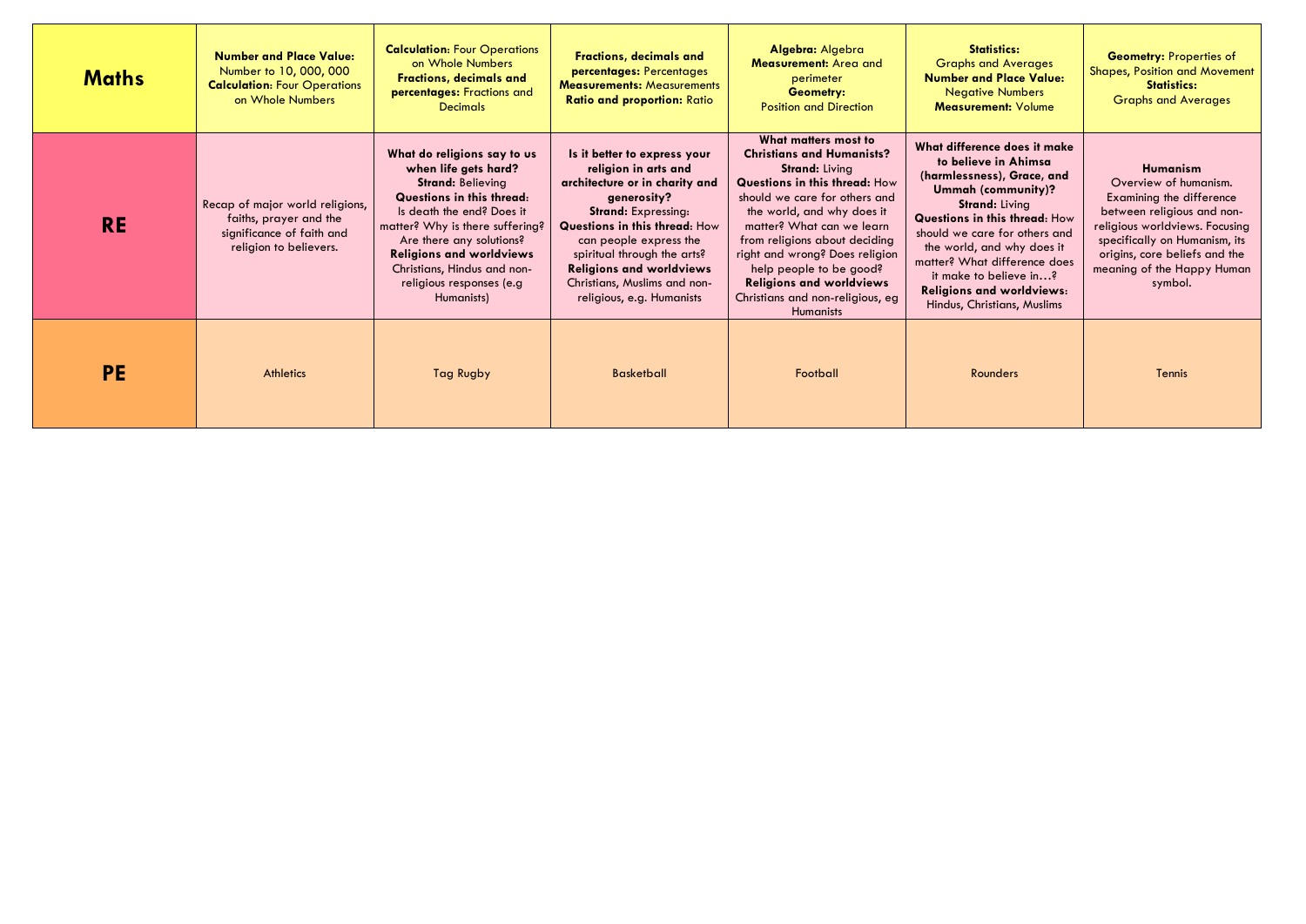| | | | | | | |
|---|---|---|---|---|---|---|
| **Maths** | **Number and Place Value:** Number to 10, 000, 000 **Calculation:** Four Operations on Whole Numbers | **Calculation:** Four Operations on Whole Numbers **Fractions, decimals and percentages:** Fractions and Decimals | **Fractions, decimals and percentages:** Percentages **Measurements:** Measurements **Ratio and proportion:** Ratio | **Algebra:** Algebra **Measurement:** Area and perimeter **Geometry:** Position and Direction | **Statistics:** Graphs and Averages **Number and Place Value:** Negative Numbers **Measurement:** Volume | **Geometry:** Properties of Shapes, Position and Movement **Statistics:** Graphs and Averages |
| **RE** | Recap of major world religions, faiths, prayer and the significance of faith and religion to believers. | **What do religions say to us when life gets hard?** **Strand:** Believing **Questions in this thread**: Is death the end? Does it matter? Why is there suffering? Are there any solutions? **Religions and worldviews** Christians, Hindus and non-religious responses (e.g Humanists) | **Is it better to express your religion in arts and architecture or in charity and generosity?** **Strand:** Expressing: **Questions in this thread**: How can people express the spiritual through the arts? **Religions and worldviews** Christians, Muslims and non-religious, e.g. Humanists | **What matters most to Christians and Humanists?** **Strand:** Living **Questions in this thread:** How should we care for others and the world, and why does it matter? What can we learn from religions about deciding right and wrong? Does religion help people to be good? **Religions and worldviews** Christians and non-religious, eg Humanists | **What difference does it make to believe in Ahimsa (harmlessness), Grace, and Ummah (community)?** **Strand:** Living **Questions in this thread**: How should we care for others and the world, and why does it matter? What difference does it make to believe in…? **Religions and worldviews**: Hindus, Christians, Muslims | **Humanism** Overview of humanism. Examining the difference between religious and non-religious worldviews. Focusing specifically on Humanism, its origins, core beliefs and the meaning of the Happy Human symbol. |
| **PE** | Athletics | Tag Rugby | Basketball | Football | Rounders | Tennis |